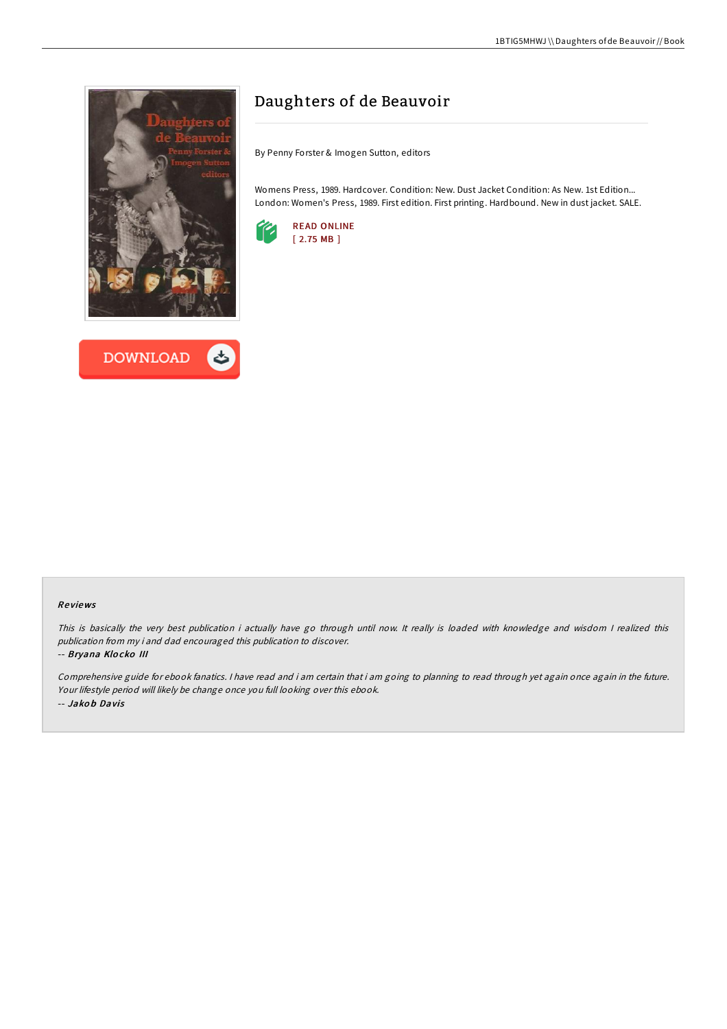# Daughters of de Beauvoir

By Penny Forster & Imogen Sutton, editors

Womens Press, 1989. Hardcover. Condition: New. Dust Jacket Condition: As New. 1st Edition... London: Women's Press, 1989. First edition. First printing. Hardbound. New in dust jacket. SALE.

READ ONLINE
[ 2.75 MB ]

DOWNLOAD

## Reviews

*This is basically the very best publication i actually have go through until now. It really is loaded with knowledge and wisdom I realized this publication from my i and dad encouraged this publication to discover.*

-- ***Bryana Klocko III***

*Comprehensive guide for ebook fanatics. I have read and i am certain that i am going to planning to read through yet again once again in the future. Your lifestyle period will likely be change once you full looking over this ebook.*

-- ***Jakob Davis***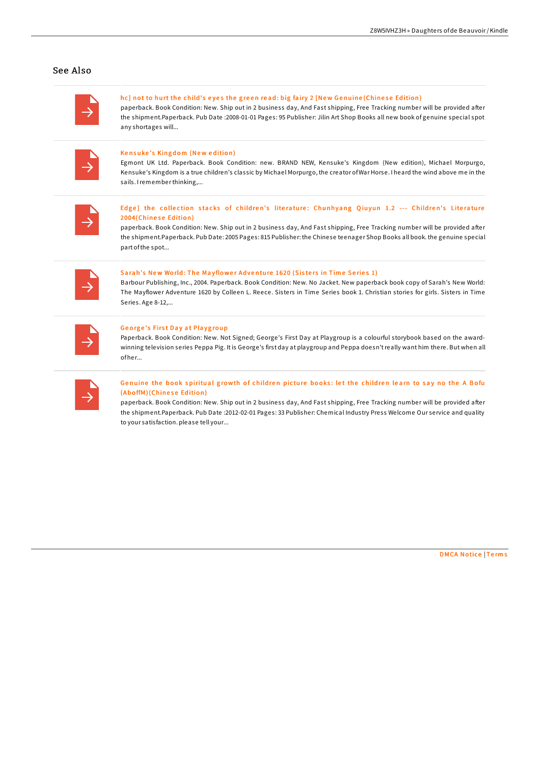## See Also

### hc] not to hurt the child's eyes the green read: big fairy 2 [New Genuine(Chinese Edition)

paperback. Book Condition: New. Ship out in 2 business day, And Fast shipping, Free Tracking number will be provided after the shipment.Paperback. Pub Date :2008-01-01 Pages: 95 Publisher: Jilin Art Shop Books all new book of genuine special spot any shortages will...

### Kensuke's Kingdom (New edition)

Egmont UK Ltd. Paperback. Book Condition: new. BRAND NEW, Kensuke's Kingdom (New edition), Michael Morpurgo, Kensuke's Kingdom is a true children's classic by Michael Morpurgo, the creator of War Horse. I heard the wind above me in the sails. I remember thinking,...

### Edge] the collection stacks of children's literature: Chunhyang Qiuyun 1.2 --- Children's Literature 2004(Chinese Edition)

paperback. Book Condition: New. Ship out in 2 business day, And Fast shipping, Free Tracking number will be provided after the shipment.Paperback. Pub Date: 2005 Pages: 815 Publisher: the Chinese teenager Shop Books all book. the genuine special part of the spot...

### Sarah's New World: The Mayflower Adventure 1620 (Sisters in Time Series 1)

Barbour Publishing, Inc., 2004. Paperback. Book Condition: New. No Jacket. New paperback book copy of Sarah's New World: The Mayflower Adventure 1620 by Colleen L. Reece. Sisters in Time Series book 1. Christian stories for girls. Sisters in Time Series. Age 8-12,...

### George's First Day at Playgroup

Paperback. Book Condition: New. Not Signed; George's First Day at Playgroup is a colourful storybook based on the award-winning television series Peppa Pig. It is George's first day at playgroup and Peppa doesn't really want him there. But when all of her...

### Genuine the book spiritual growth of children picture books: let the children learn to say no the A Bofu (AboffM)(Chinese Edition)

paperback. Book Condition: New. Ship out in 2 business day, And Fast shipping, Free Tracking number will be provided after the shipment.Paperback. Pub Date :2012-02-01 Pages: 33 Publisher: Chemical Industry Press Welcome Our service and quality to your satisfaction. please tell your...

DMCA Notice | Terms